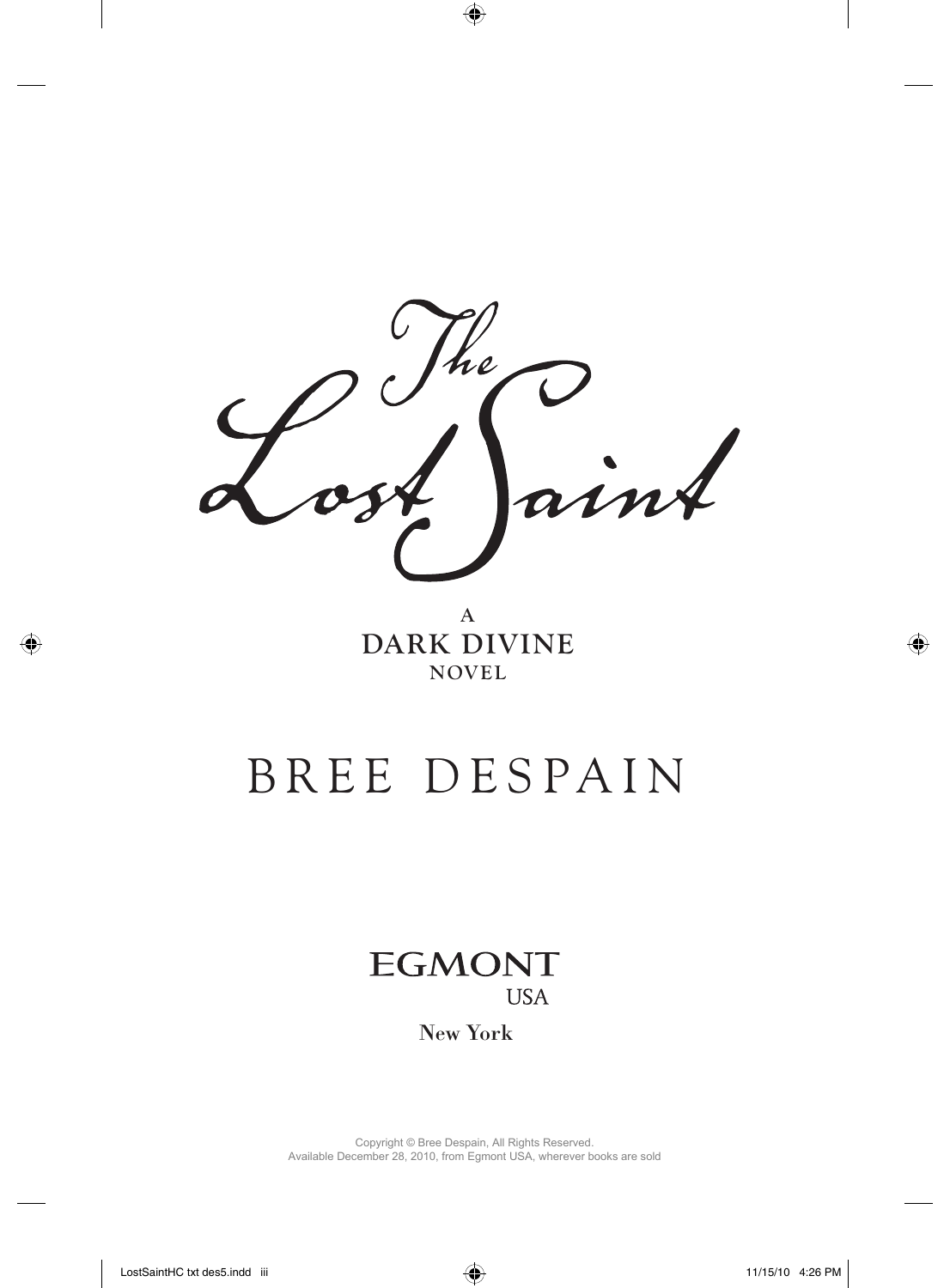# The Lost Saint

A
DARK DIVINE
NOVEL

BREE DESPAIN

EGMONT
USA

New York

Copyright © Bree Despain, All Rights Reserved.
Available December 28, 2010, from Egmont USA, wherever books are sold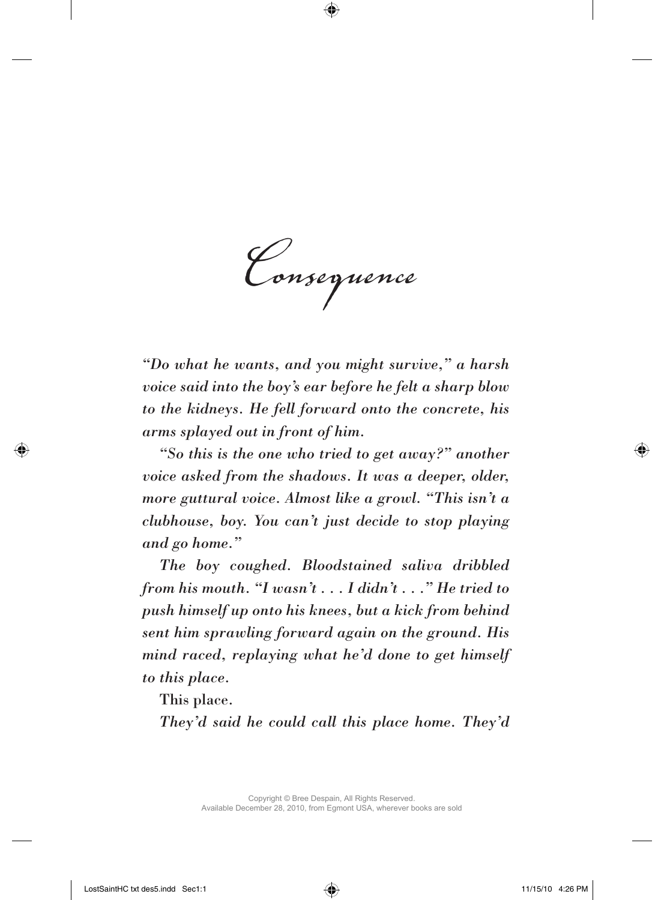# Consequence

*"Do what he wants, and you might survive," a harsh voice said into the boy's ear before he felt a sharp blow to the kidneys. He fell forward onto the concrete, his arms splayed out in front of him.*

*"So this is the one who tried to get away?" another voice asked from the shadows. It was a deeper, older, more guttural voice. Almost like a growl. "This isn't a clubhouse, boy. You can't just decide to stop playing and go home."*

*The boy coughed. Bloodstained saliva dribbled from his mouth. "I wasn't . . . I didn't . . ." He tried to push himself up onto his knees, but a kick from behind sent him sprawling forward again on the ground. His mind raced, replaying what he'd done to get himself to this place.*

This place.

*They'd said he could call this place home. They'd*

Copyright © Bree Despain, All Rights Reserved.
Available December 28, 2010, from Egmont USA, wherever books are sold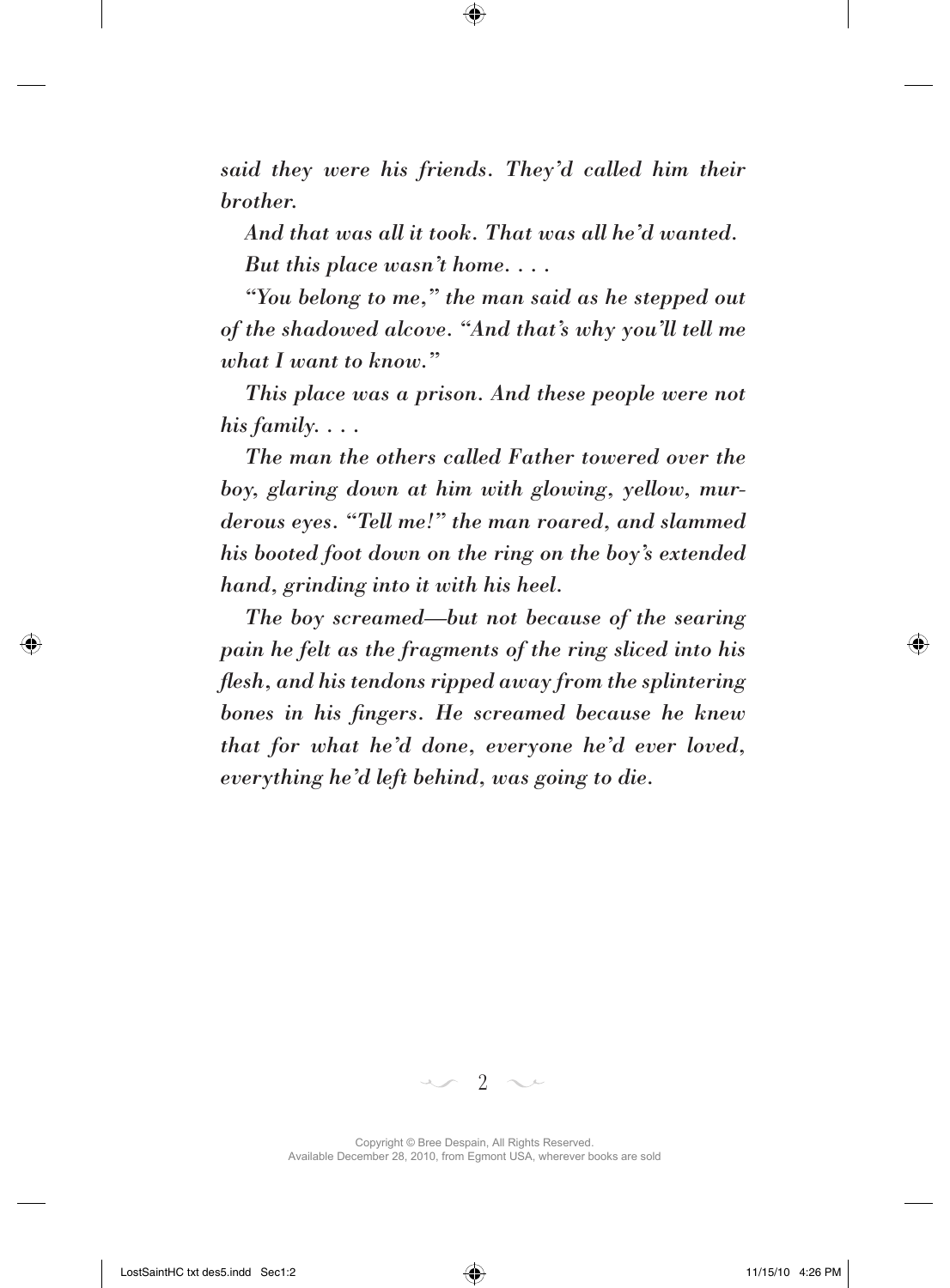*said they were his friends. They'd called him their brother.*

*And that was all it took. That was all he'd wanted.*

*But this place wasn't home. . . .*

*"You belong to me," the man said as he stepped out of the shadowed alcove. "And that's why you'll tell me what I want to know."*

*This place was a prison. And these people were not his family. . . .*

*The man the others called Father towered over the boy, glaring down at him with glowing, yellow, murderous eyes. "Tell me!" the man roared, and slammed his booted foot down on the ring on the boy's extended hand, grinding into it with his heel.*

*The boy screamed—but not because of the searing pain he felt as the fragments of the ring sliced into his flesh, and his tendons ripped away from the splintering bones in his fingers. He screamed because he knew that for what he'd done, everyone he'd ever loved, everything he'd left behind, was going to die.*

Copyright © Bree Despain, All Rights Reserved.
Available December 28, 2010, from Egmont USA, wherever books are sold